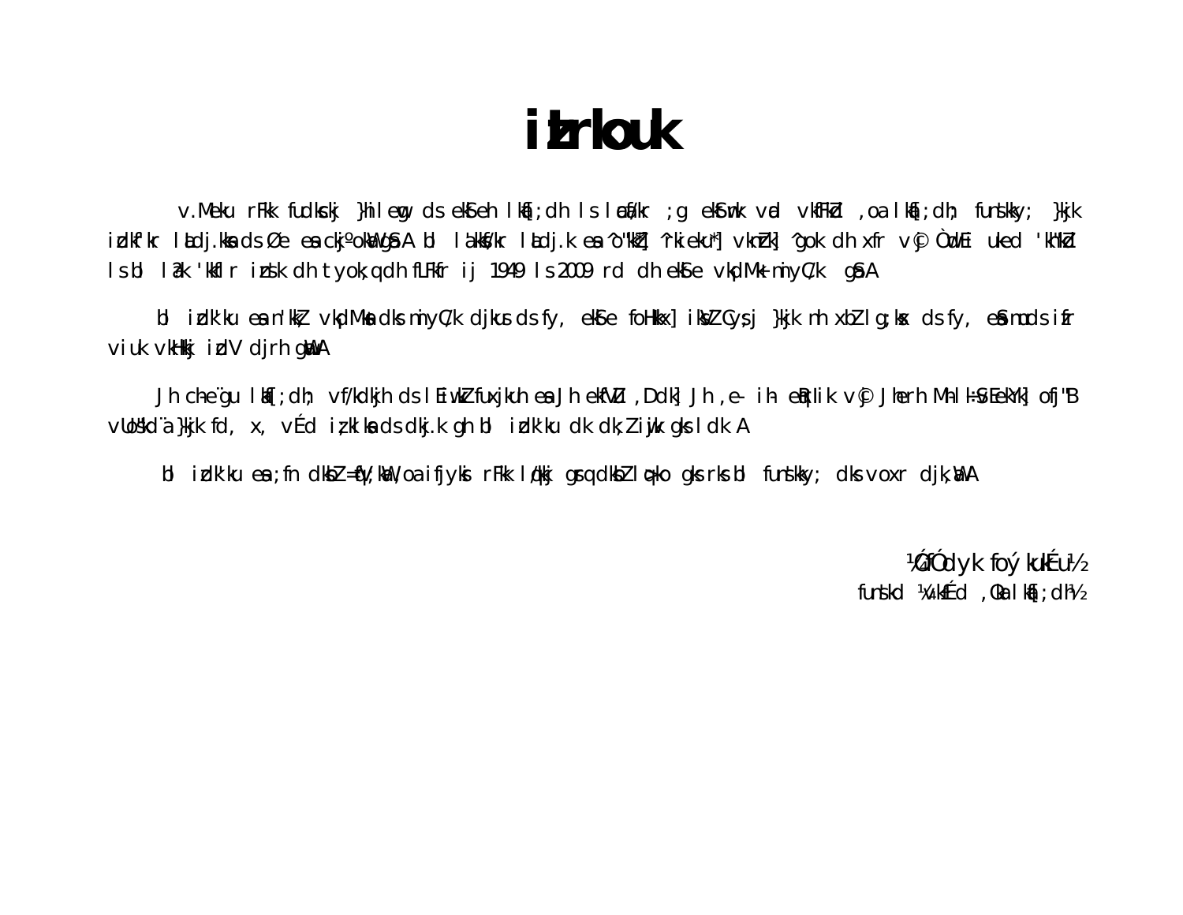# izLrkouk

v.Meku rFkk fudksckj }hi lewg ds ekSle lkaf[;dh ls lacaf/kr ;g ekSfudk vkSj vkfFkZd ,oa lkaf[;dh; funs'kky; }kjk izdkf'kr lsadj.kksa ds Øe esa ckjgokWa gSA bl l'kks/kr lsadj.k esa ^o"kkZ] ^rkieku*] vknzZrk] ^gok dh xfr v© ÒwdEi uked 'kh"kZd ls bl l?k 'kkflr izns'k dh tyok;q dh fLFkfr ij 1949 ls 2009 rd dh ekSle vkadM+s miyC/k gSaA

bl izdk'ku esa n'kk;Z vkadM+s dks miyC/k djkus ds fy, ekSle foHkkx] iksVZ Cys;j }kjk rh xbZ lg;ksx ds fy, eSa mudk izfr viuk vkHkkj izdV djrh gwWaA

Jh ch-e¨gu lkaf[;dh; vf/kdkjh ds lEiw.kZ fuxjkuh esa Jh ekfVZu ,Ddk] Jh ,e- ih- eqjyh v© Jherh Mh-lh-=SyEekYk] ofj"B vUos"kd¨a }kjk fd, x, vÉd iz;klksa ds dkj.k gh bl izdk'ku dk dk;Z iwjk gks ldk A

bl izdk'ku esa ;fn dksbZ =qfV;kWa ,oa ifjyksi rFkk lq/kkj gsrq dksbZ lq>ko gks rks bl funs'kky; dks voxr djk,WaA

¼Ó©Ódyk foý kukÉu½
funs'kd ¼v.kÉd ,Øa lkaf[;dh½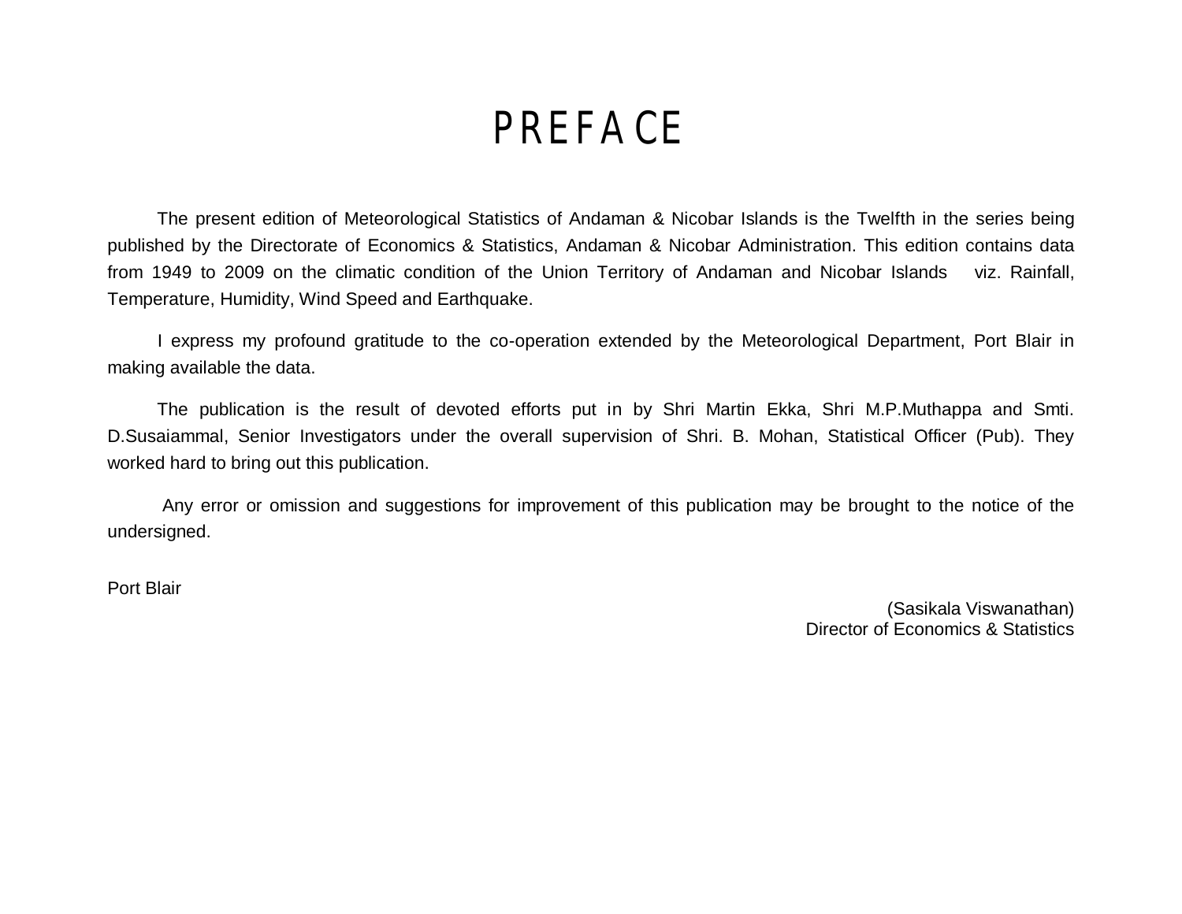# PREFACE

The present edition of Meteorological Statistics of Andaman & Nicobar Islands is the Twelfth in the series being published by the Directorate of Economics & Statistics, Andaman & Nicobar Administration. This edition contains data from 1949 to 2009 on the climatic condition of the Union Territory of Andaman and Nicobar Islands viz. Rainfall, Temperature, Humidity, Wind Speed and Earthquake.

I express my profound gratitude to the co-operation extended by the Meteorological Department, Port Blair in making available the data.

The publication is the result of devoted efforts put in by Shri Martin Ekka, Shri M.P.Muthappa and Smti. D.Susaiammal, Senior Investigators under the overall supervision of Shri. B. Mohan, Statistical Officer (Pub). They worked hard to bring out this publication.

Any error or omission and suggestions for improvement of this publication may be brought to the notice of the undersigned.

Port Blair

(Sasikala Viswanathan)
Director of Economics & Statistics